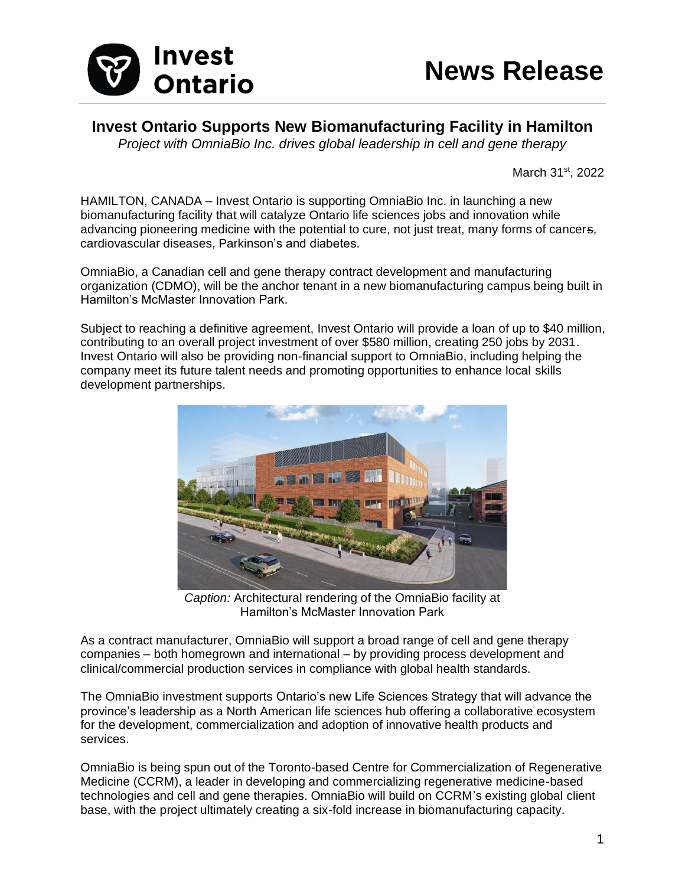# News Release

## Invest Ontario Supports New Biomanufacturing Facility in Hamilton

*Project with OmniaBio Inc. drives global leadership in cell and gene therapy*

March 31st, 2022

HAMILTON, CANADA – Invest Ontario is supporting OmniaBio Inc. in launching a new biomanufacturing facility that will catalyze Ontario life sciences jobs and innovation while advancing pioneering medicine with the potential to cure, not just treat, many forms of cancers, cardiovascular diseases, Parkinson's and diabetes.

OmniaBio, a Canadian cell and gene therapy contract development and manufacturing organization (CDMO), will be the anchor tenant in a new biomanufacturing campus being built in Hamilton's McMaster Innovation Park.

Subject to reaching a definitive agreement, Invest Ontario will provide a loan of up to $40 million, contributing to an overall project investment of over $580 million, creating 250 jobs by 2031. Invest Ontario will also be providing non-financial support to OmniaBio, including helping the company meet its future talent needs and promoting opportunities to enhance local skills development partnerships.

*Caption:* Architectural rendering of the OmniaBio facility at Hamilton's McMaster Innovation Park

As a contract manufacturer, OmniaBio will support a broad range of cell and gene therapy companies – both homegrown and international – by providing process development and clinical/commercial production services in compliance with global health standards.

The OmniaBio investment supports Ontario's new Life Sciences Strategy that will advance the province's leadership as a North American life sciences hub offering a collaborative ecosystem for the development, commercialization and adoption of innovative health products and services.

OmniaBio is being spun out of the Toronto-based Centre for Commercialization of Regenerative Medicine (CCRM), a leader in developing and commercializing regenerative medicine-based technologies and cell and gene therapies. OmniaBio will build on CCRM's existing global client base, with the project ultimately creating a six-fold increase in biomanufacturing capacity.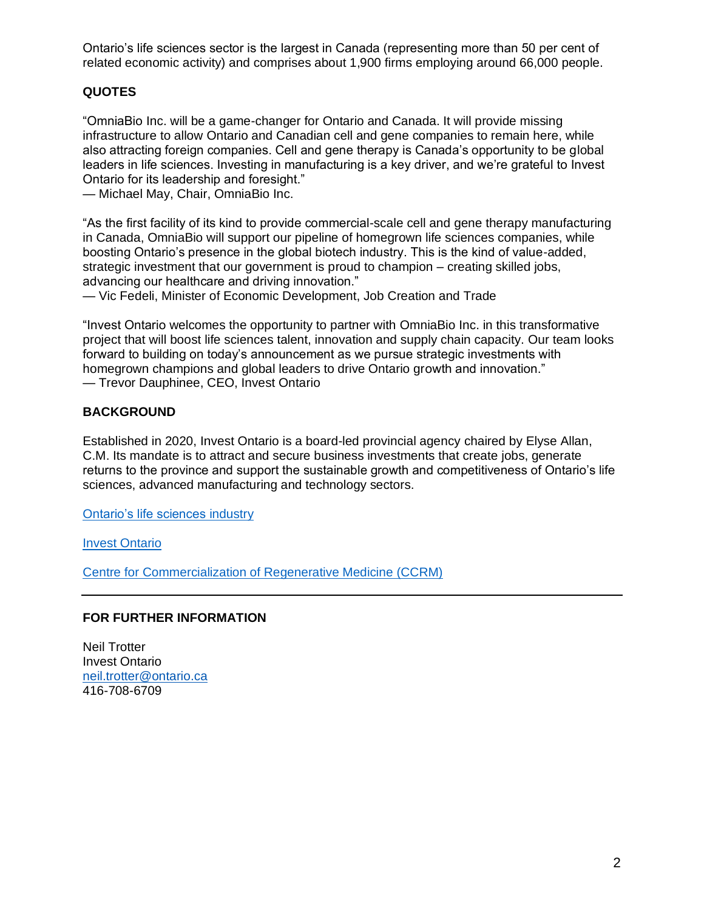Ontario's life sciences sector is the largest in Canada (representing more than 50 per cent of related economic activity) and comprises about 1,900 firms employing around 66,000 people.

## QUOTES

"OmniaBio Inc. will be a game-changer for Ontario and Canada. It will provide missing infrastructure to allow Ontario and Canadian cell and gene companies to remain here, while also attracting foreign companies. Cell and gene therapy is Canada's opportunity to be global leaders in life sciences. Investing in manufacturing is a key driver, and we're grateful to Invest Ontario for its leadership and foresight."
— Michael May, Chair, OmniaBio Inc.

"As the first facility of its kind to provide commercial-scale cell and gene therapy manufacturing in Canada, OmniaBio will support our pipeline of homegrown life sciences companies, while boosting Ontario's presence in the global biotech industry. This is the kind of value-added, strategic investment that our government is proud to champion – creating skilled jobs, advancing our healthcare and driving innovation."
— Vic Fedeli, Minister of Economic Development, Job Creation and Trade

"Invest Ontario welcomes the opportunity to partner with OmniaBio Inc. in this transformative project that will boost life sciences talent, innovation and supply chain capacity. Our team looks forward to building on today's announcement as we pursue strategic investments with homegrown champions and global leaders to drive Ontario growth and innovation."
— Trevor Dauphinee, CEO, Invest Ontario

## BACKGROUND

Established in 2020, Invest Ontario is a board-led provincial agency chaired by Elyse Allan, C.M. Its mandate is to attract and secure business investments that create jobs, generate returns to the province and support the sustainable growth and competitiveness of Ontario's life sciences, advanced manufacturing and technology sectors.

Ontario's life sciences industry

Invest Ontario

Centre for Commercialization of Regenerative Medicine (CCRM)

---

## FOR FURTHER INFORMATION

Neil Trotter
Invest Ontario
neil.trotter@ontario.ca
416-708-6709